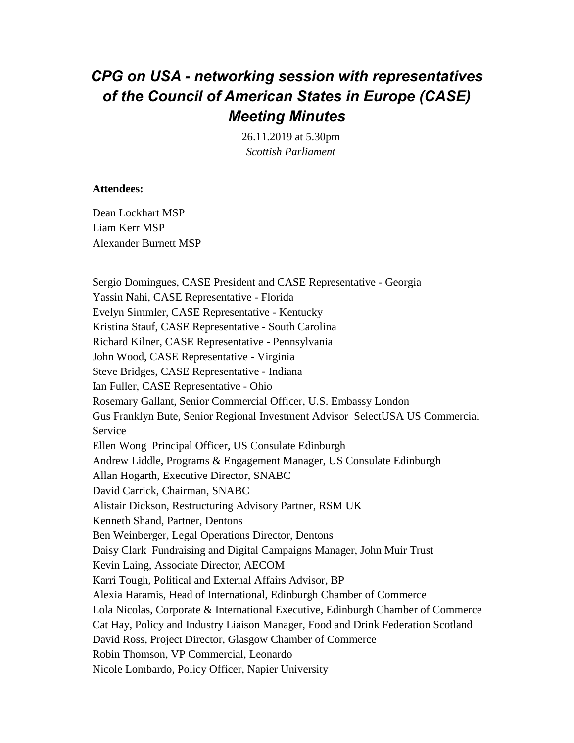# *CPG on USA - networking session with representatives of the Council of American States in Europe (CASE) Meeting Minutes*

26.11.2019 at 5.30pm
*Scottish Parliament*

**Attendees:**

Dean Lockhart MSP
Liam Kerr MSP
Alexander Burnett MSP

Sergio Domingues, CASE President and CASE Representative - Georgia
Yassin Nahi, CASE Representative - Florida
Evelyn Simmler, CASE Representative - Kentucky
Kristina Stauf, CASE Representative - South Carolina
Richard Kilner, CASE Representative - Pennsylvania
John Wood, CASE Representative - Virginia
Steve Bridges, CASE Representative - Indiana
Ian Fuller, CASE Representative - Ohio
Rosemary Gallant, Senior Commercial Officer, U.S. Embassy London
Gus Franklyn Bute, Senior Regional Investment Advisor SelectUSA US Commercial Service
Ellen Wong Principal Officer, US Consulate Edinburgh
Andrew Liddle, Programs & Engagement Manager, US Consulate Edinburgh
Allan Hogarth, Executive Director, SNABC
David Carrick, Chairman, SNABC
Alistair Dickson, Restructuring Advisory Partner, RSM UK
Kenneth Shand, Partner, Dentons
Ben Weinberger, Legal Operations Director, Dentons
Daisy Clark Fundraising and Digital Campaigns Manager, John Muir Trust
Kevin Laing, Associate Director, AECOM
Karri Tough, Political and External Affairs Advisor, BP
Alexia Haramis, Head of International, Edinburgh Chamber of Commerce
Lola Nicolas, Corporate & International Executive, Edinburgh Chamber of Commerce
Cat Hay, Policy and Industry Liaison Manager, Food and Drink Federation Scotland
David Ross, Project Director, Glasgow Chamber of Commerce
Robin Thomson, VP Commercial, Leonardo
Nicole Lombardo, Policy Officer, Napier University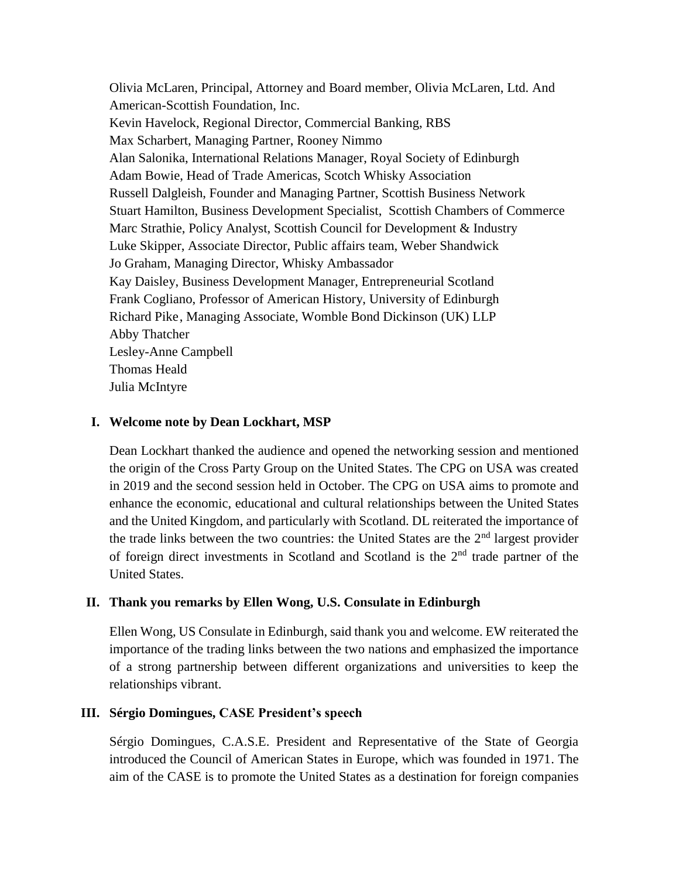Olivia McLaren, Principal, Attorney and Board member, Olivia McLaren, Ltd. And American-Scottish Foundation, Inc.
Kevin Havelock, Regional Director, Commercial Banking, RBS
Max Scharbert, Managing Partner, Rooney Nimmo
Alan Salonika, International Relations Manager, Royal Society of Edinburgh
Adam Bowie, Head of Trade Americas, Scotch Whisky Association
Russell Dalgleish, Founder and Managing Partner, Scottish Business Network
Stuart Hamilton, Business Development Specialist, Scottish Chambers of Commerce
Marc Strathie, Policy Analyst, Scottish Council for Development & Industry
Luke Skipper, Associate Director, Public affairs team, Weber Shandwick
Jo Graham, Managing Director, Whisky Ambassador
Kay Daisley, Business Development Manager, Entrepreneurial Scotland
Frank Cogliano, Professor of American History, University of Edinburgh
Richard Pike, Managing Associate, Womble Bond Dickinson (UK) LLP
Abby Thatcher
Lesley-Anne Campbell
Thomas Heald
Julia McIntyre

## I. Welcome note by Dean Lockhart, MSP

Dean Lockhart thanked the audience and opened the networking session and mentioned the origin of the Cross Party Group on the United States. The CPG on USA was created in 2019 and the second session held in October. The CPG on USA aims to promote and enhance the economic, educational and cultural relationships between the United States and the United Kingdom, and particularly with Scotland. DL reiterated the importance of the trade links between the two countries: the United States are the 2nd largest provider of foreign direct investments in Scotland and Scotland is the 2nd trade partner of the United States.

## II. Thank you remarks by Ellen Wong, U.S. Consulate in Edinburgh

Ellen Wong, US Consulate in Edinburgh, said thank you and welcome. EW reiterated the importance of the trading links between the two nations and emphasized the importance of a strong partnership between different organizations and universities to keep the relationships vibrant.

## III. Sérgio Domingues, CASE President's speech

Sérgio Domingues, C.A.S.E. President and Representative of the State of Georgia introduced the Council of American States in Europe, which was founded in 1971. The aim of the CASE is to promote the United States as a destination for foreign companies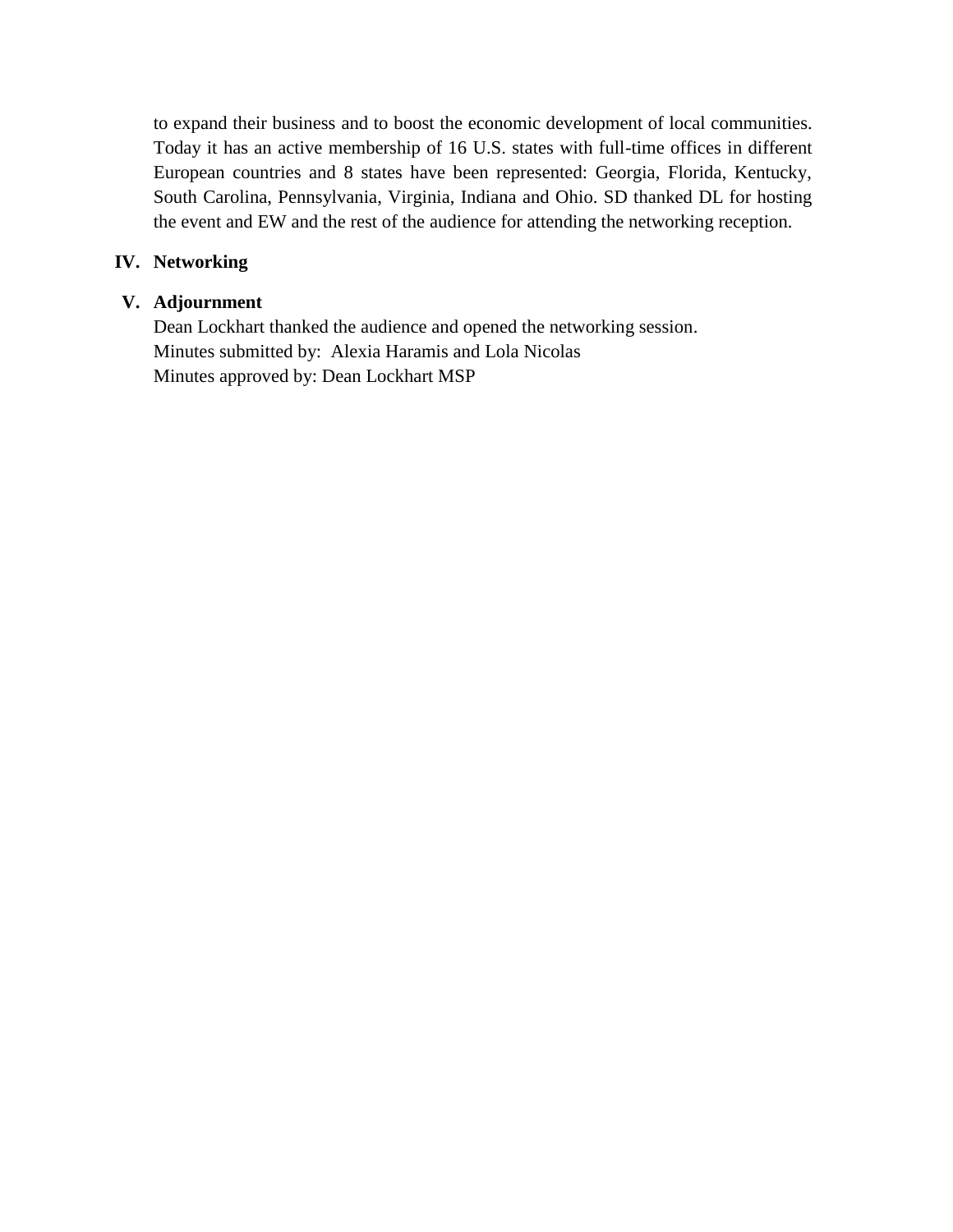to expand their business and to boost the economic development of local communities. Today it has an active membership of 16 U.S. states with full-time offices in different European countries and 8 states have been represented: Georgia, Florida, Kentucky, South Carolina, Pennsylvania, Virginia, Indiana and Ohio. SD thanked DL for hosting the event and EW and the rest of the audience for attending the networking reception.

**IV. Networking**

**V. Adjournment**

Dean Lockhart thanked the audience and opened the networking session.

Minutes submitted by: Alexia Haramis and Lola Nicolas

Minutes approved by: Dean Lockhart MSP